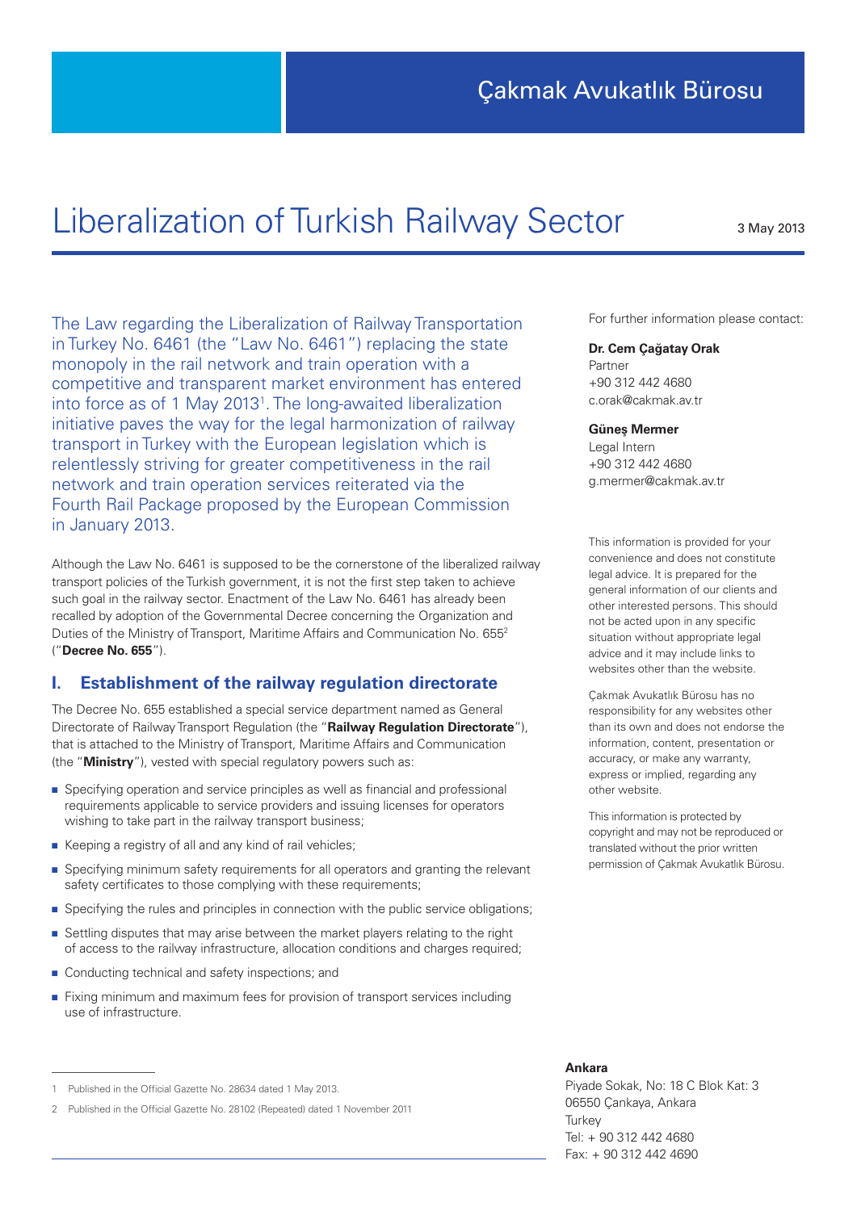# Çakmak Avukatlık Bürosu

# Liberalization of Turkish Railway Sector

3 May 2013

The Law regarding the Liberalization of Railway Transportation in Turkey No. 6461 (the "Law No. 6461") replacing the state monopoly in the rail network and train operation with a competitive and transparent market environment has entered into force as of 1 May 2013[1]. The long-awaited liberalization initiative paves the way for the legal harmonization of railway transport in Turkey with the European legislation which is relentlessly striving for greater competitiveness in the rail network and train operation services reiterated via the Fourth Rail Package proposed by the European Commission in January 2013.

Although the Law No. 6461 is supposed to be the cornerstone of the liberalized railway transport policies of the Turkish government, it is not the first step taken to achieve such goal in the railway sector. Enactment of the Law No. 6461 has already been recalled by adoption of the Governmental Decree concerning the Organization and Duties of the Ministry of Transport, Maritime Affairs and Communication No. 655[2] ("**Decree No. 655**").

## I. Establishment of the railway regulation directorate

The Decree No. 655 established a special service department named as General Directorate of Railway Transport Regulation (the "**Railway Regulation Directorate**"), that is attached to the Ministry of Transport, Maritime Affairs and Communication (the "**Ministry**"), vested with special regulatory powers such as:

- Specifying operation and service principles as well as financial and professional requirements applicable to service providers and issuing licenses for operators wishing to take part in the railway transport business;
- Keeping a registry of all and any kind of rail vehicles;
- Specifying minimum safety requirements for all operators and granting the relevant safety certificates to those complying with these requirements;
- Specifying the rules and principles in connection with the public service obligations;
- Settling disputes that may arise between the market players relating to the right of access to the railway infrastructure, allocation conditions and charges required;
- Conducting technical and safety inspections; and
- Fixing minimum and maximum fees for provision of transport services including use of infrastructure.

1 Published in the Official Gazette No. 28634 dated 1 May 2013.

2 Published in the Official Gazette No. 28102 (Repeated) dated 1 November 2011

For further information please contact:

**Dr. Cem Çağatay Orak**
Partner
+90 312 442 4680
c.orak@cakmak.av.tr

**Güneş Mermer**
Legal Intern
+90 312 442 4680
g.mermer@cakmak.av.tr

This information is provided for your convenience and does not constitute legal advice. It is prepared for the general information of our clients and other interested persons. This should not be acted upon in any specific situation without appropriate legal advice and it may include links to websites other than the website.

Çakmak Avukatlık Bürosu has no responsibility for any websites other than its own and does not endorse the information, content, presentation or accuracy, or make any warranty, express or implied, regarding any other website.

This information is protected by copyright and may not be reproduced or translated without the prior written permission of Çakmak Avukatlık Bürosu.

**Ankara**
Piyade Sokak, No: 18 C Blok Kat: 3
06550 Çankaya, Ankara
Turkey
Tel: + 90 312 442 4680
Fax: + 90 312 442 4690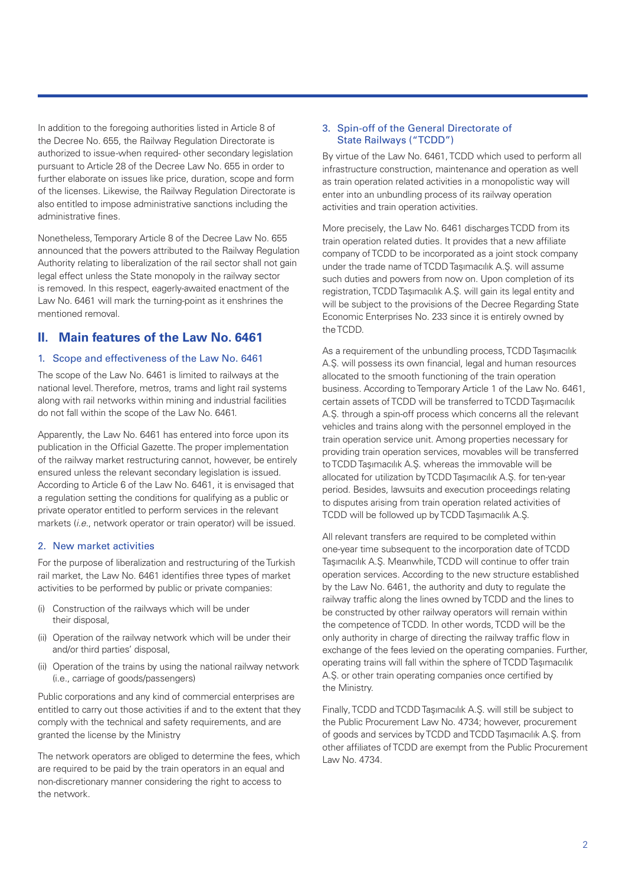In addition to the foregoing authorities listed in Article 8 of the Decree No. 655, the Railway Regulation Directorate is authorized to issue-when required- other secondary legislation pursuant to Article 28 of the Decree Law No. 655 in order to further elaborate on issues like price, duration, scope and form of the licenses. Likewise, the Railway Regulation Directorate is also entitled to impose administrative sanctions including the administrative fines.

Nonetheless, Temporary Article 8 of the Decree Law No. 655 announced that the powers attributed to the Railway Regulation Authority relating to liberalization of the rail sector shall not gain legal effect unless the State monopoly in the railway sector is removed. In this respect, eagerly-awaited enactment of the Law No. 6461 will mark the turning-point as it enshrines the mentioned removal.

## II. Main features of the Law No. 6461

### 1. Scope and effectiveness of the Law No. 6461

The scope of the Law No. 6461 is limited to railways at the national level. Therefore, metros, trams and light rail systems along with rail networks within mining and industrial facilities do not fall within the scope of the Law No. 6461.

Apparently, the Law No. 6461 has entered into force upon its publication in the Official Gazette. The proper implementation of the railway market restructuring cannot, however, be entirely ensured unless the relevant secondary legislation is issued. According to Article 6 of the Law No. 6461, it is envisaged that a regulation setting the conditions for qualifying as a public or private operator entitled to perform services in the relevant markets (*i.e.*, network operator or train operator) will be issued.

### 2. New market activities

For the purpose of liberalization and restructuring of the Turkish rail market, the Law No. 6461 identifies three types of market activities to be performed by public or private companies:

(i) Construction of the railways which will be under their disposal,

(ii) Operation of the railway network which will be under their and/or third parties' disposal,

(ii) Operation of the trains by using the national railway network (i.e., carriage of goods/passengers)

Public corporations and any kind of commercial enterprises are entitled to carry out those activities if and to the extent that they comply with the technical and safety requirements, and are granted the license by the Ministry

The network operators are obliged to determine the fees, which are required to be paid by the train operators in an equal and non-discretionary manner considering the right to access to the network.

### 3. Spin-off of the General Directorate of State Railways ("TCDD")

By virtue of the Law No. 6461, TCDD which used to perform all infrastructure construction, maintenance and operation as well as train operation related activities in a monopolistic way will enter into an unbundling process of its railway operation activities and train operation activities.

More precisely, the Law No. 6461 discharges TCDD from its train operation related duties. It provides that a new affiliate company of TCDD to be incorporated as a joint stock company under the trade name of TCDD Taşımacılık A.Ş. will assume such duties and powers from now on. Upon completion of its registration, TCDD Taşımacılık A.Ş. will gain its legal entity and will be subject to the provisions of the Decree Regarding State Economic Enterprises No. 233 since it is entirely owned by the TCDD.

As a requirement of the unbundling process, TCDD Taşımacılık A.Ş. will possess its own financial, legal and human resources allocated to the smooth functioning of the train operation business. According to Temporary Article 1 of the Law No. 6461, certain assets of TCDD will be transferred to TCDD Taşımacılık A.Ş. through a spin-off process which concerns all the relevant vehicles and trains along with the personnel employed in the train operation service unit. Among properties necessary for providing train operation services, movables will be transferred to TCDD Taşımacılık A.Ş. whereas the immovable will be allocated for utilization by TCDD Taşımacılık A.Ş. for ten-year period. Besides, lawsuits and execution proceedings relating to disputes arising from train operation related activities of TCDD will be followed up by TCDD Taşımacılık A.Ş.

All relevant transfers are required to be completed within one-year time subsequent to the incorporation date of TCDD Taşımacılık A.Ş. Meanwhile, TCDD will continue to offer train operation services. According to the new structure established by the Law No. 6461, the authority and duty to regulate the railway traffic along the lines owned by TCDD and the lines to be constructed by other railway operators will remain within the competence of TCDD. In other words, TCDD will be the only authority in charge of directing the railway traffic flow in exchange of the fees levied on the operating companies. Further, operating trains will fall within the sphere of TCDD Taşımacılık A.Ş. or other train operating companies once certified by the Ministry.

Finally, TCDD and TCDD Taşımacılık A.Ş. will still be subject to the Public Procurement Law No. 4734; however, procurement of goods and services by TCDD and TCDD Taşımacılık A.Ş. from other affiliates of TCDD are exempt from the Public Procurement Law No. 4734.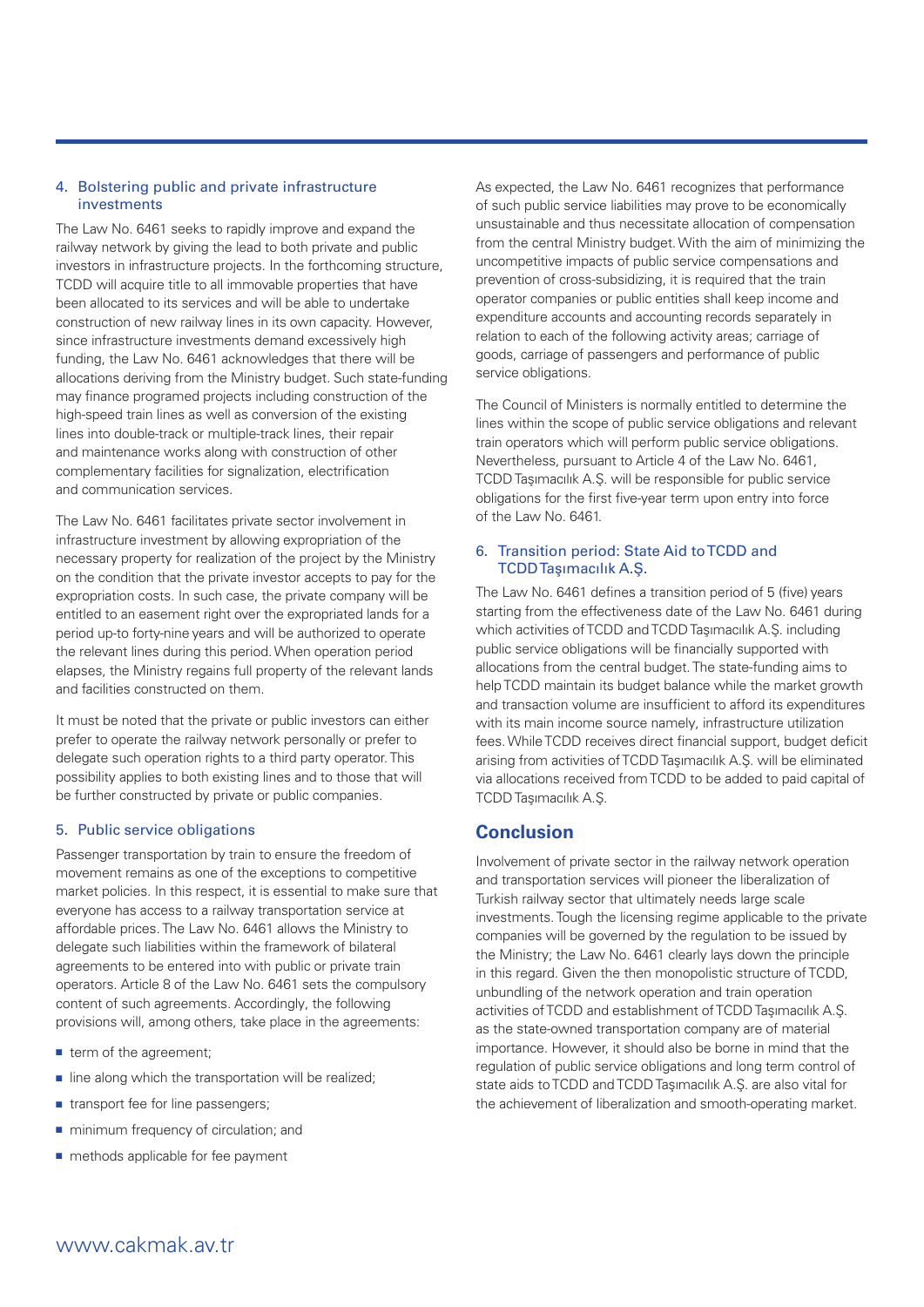### 4. Bolstering public and private infrastructure investments

The Law No. 6461 seeks to rapidly improve and expand the railway network by giving the lead to both private and public investors in infrastructure projects. In the forthcoming structure, TCDD will acquire title to all immovable properties that have been allocated to its services and will be able to undertake construction of new railway lines in its own capacity. However, since infrastructure investments demand excessively high funding, the Law No. 6461 acknowledges that there will be allocations deriving from the Ministry budget. Such state-funding may finance programed projects including construction of the high-speed train lines as well as conversion of the existing lines into double-track or multiple-track lines, their repair and maintenance works along with construction of other complementary facilities for signalization, electrification and communication services.

The Law No. 6461 facilitates private sector involvement in infrastructure investment by allowing expropriation of the necessary property for realization of the project by the Ministry on the condition that the private investor accepts to pay for the expropriation costs. In such case, the private company will be entitled to an easement right over the expropriated lands for a period up-to forty-nine years and will be authorized to operate the relevant lines during this period. When operation period elapses, the Ministry regains full property of the relevant lands and facilities constructed on them.

It must be noted that the private or public investors can either prefer to operate the railway network personally or prefer to delegate such operation rights to a third party operator. This possibility applies to both existing lines and to those that will be further constructed by private or public companies.

### 5. Public service obligations

Passenger transportation by train to ensure the freedom of movement remains as one of the exceptions to competitive market policies. In this respect, it is essential to make sure that everyone has access to a railway transportation service at affordable prices. The Law No. 6461 allows the Ministry to delegate such liabilities within the framework of bilateral agreements to be entered into with public or private train operators. Article 8 of the Law No. 6461 sets the compulsory content of such agreements. Accordingly, the following provisions will, among others, take place in the agreements:

- term of the agreement;
- line along which the transportation will be realized;
- transport fee for line passengers;
- minimum frequency of circulation; and
- methods applicable for fee payment

As expected, the Law No. 6461 recognizes that performance of such public service liabilities may prove to be economically unsustainable and thus necessitate allocation of compensation from the central Ministry budget. With the aim of minimizing the uncompetitive impacts of public service compensations and prevention of cross-subsidizing, it is required that the train operator companies or public entities shall keep income and expenditure accounts and accounting records separately in relation to each of the following activity areas; carriage of goods, carriage of passengers and performance of public service obligations.

The Council of Ministers is normally entitled to determine the lines within the scope of public service obligations and relevant train operators which will perform public service obligations. Nevertheless, pursuant to Article 4 of the Law No. 6461, TCDD Taşımacılık A.Ş. will be responsible for public service obligations for the first five-year term upon entry into force of the Law No. 6461.

### 6. Transition period: State Aid to TCDD and TCDD Taşımacılık A.Ş.

The Law No. 6461 defines a transition period of 5 (five) years starting from the effectiveness date of the Law No. 6461 during which activities of TCDD and TCDD Taşımacılık A.Ş. including public service obligations will be financially supported with allocations from the central budget. The state-funding aims to help TCDD maintain its budget balance while the market growth and transaction volume are insufficient to afford its expenditures with its main income source namely, infrastructure utilization fees. While TCDD receives direct financial support, budget deficit arising from activities of TCDD Taşımacılık A.Ş. will be eliminated via allocations received from TCDD to be added to paid capital of TCDD Taşımacılık A.Ş.

## Conclusion

Involvement of private sector in the railway network operation and transportation services will pioneer the liberalization of Turkish railway sector that ultimately needs large scale investments. Tough the licensing regime applicable to the private companies will be governed by the regulation to be issued by the Ministry; the Law No. 6461 clearly lays down the principle in this regard. Given the then monopolistic structure of TCDD, unbundling of the network operation and train operation activities of TCDD and establishment of TCDD Taşımacılık A.Ş. as the state-owned transportation company are of material importance. However, it should also be borne in mind that the regulation of public service obligations and long term control of state aids to TCDD and TCDD Taşımacılık A.Ş. are also vital for the achievement of liberalization and smooth-operating market.

www.cakmak.av.tr